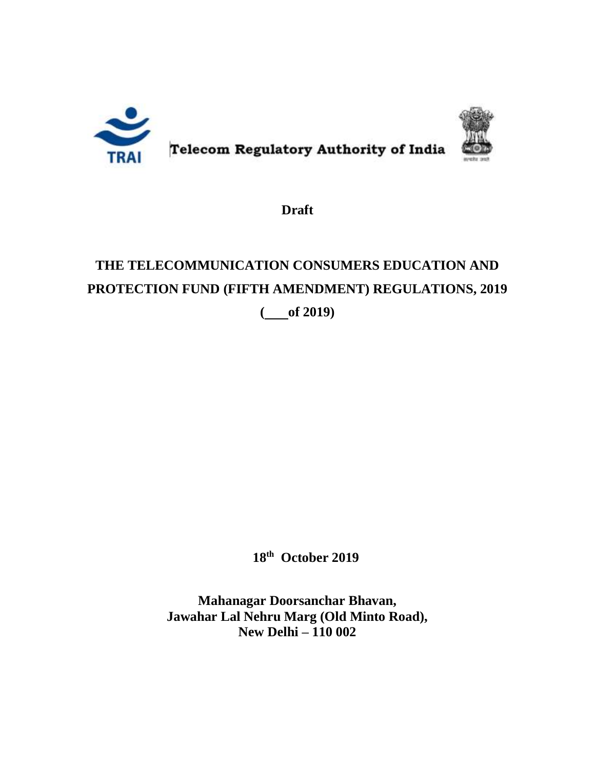Telecom Regulatory Authority of India

**Draft**

# THE TELECOMMUNICATION CONSUMERS EDUCATION AND PROTECTION FUND (FIFTH AMENDMENT) REGULATIONS, 2019

**(\_\_\_\_ of 2019)**

**18th October 2019**

**Mahanagar Doorsanchar Bhavan,**
**Jawahar Lal Nehru Marg (Old Minto Road),**
**New Delhi – 110 002**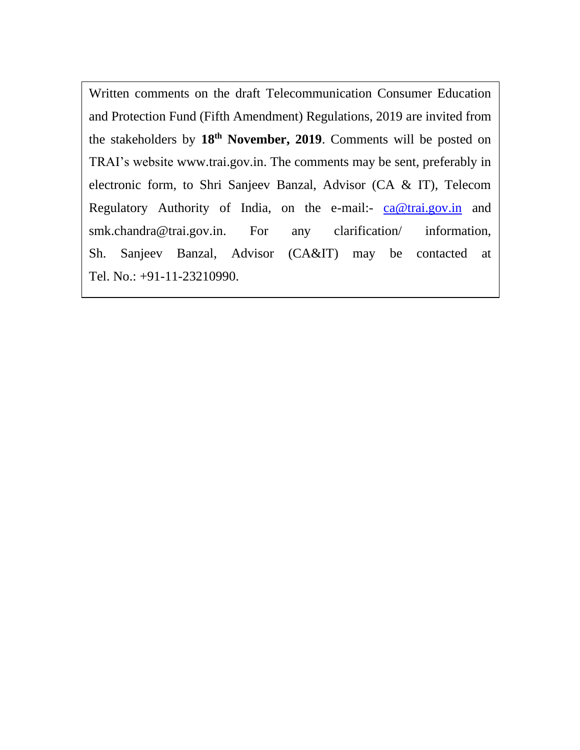Written comments on the draft Telecommunication Consumer Education and Protection Fund (Fifth Amendment) Regulations, 2019 are invited from the stakeholders by **18th November, 2019**. Comments will be posted on TRAI's website www.trai.gov.in. The comments may be sent, preferably in electronic form, to Shri Sanjeev Banzal, Advisor (CA & IT), Telecom Regulatory Authority of India, on the e-mail:- ca@trai.gov.in and smk.chandra@trai.gov.in. For any clarification/ information, Sh. Sanjeev Banzal, Advisor (CA&IT) may be contacted at Tel. No.: +91-11-23210990.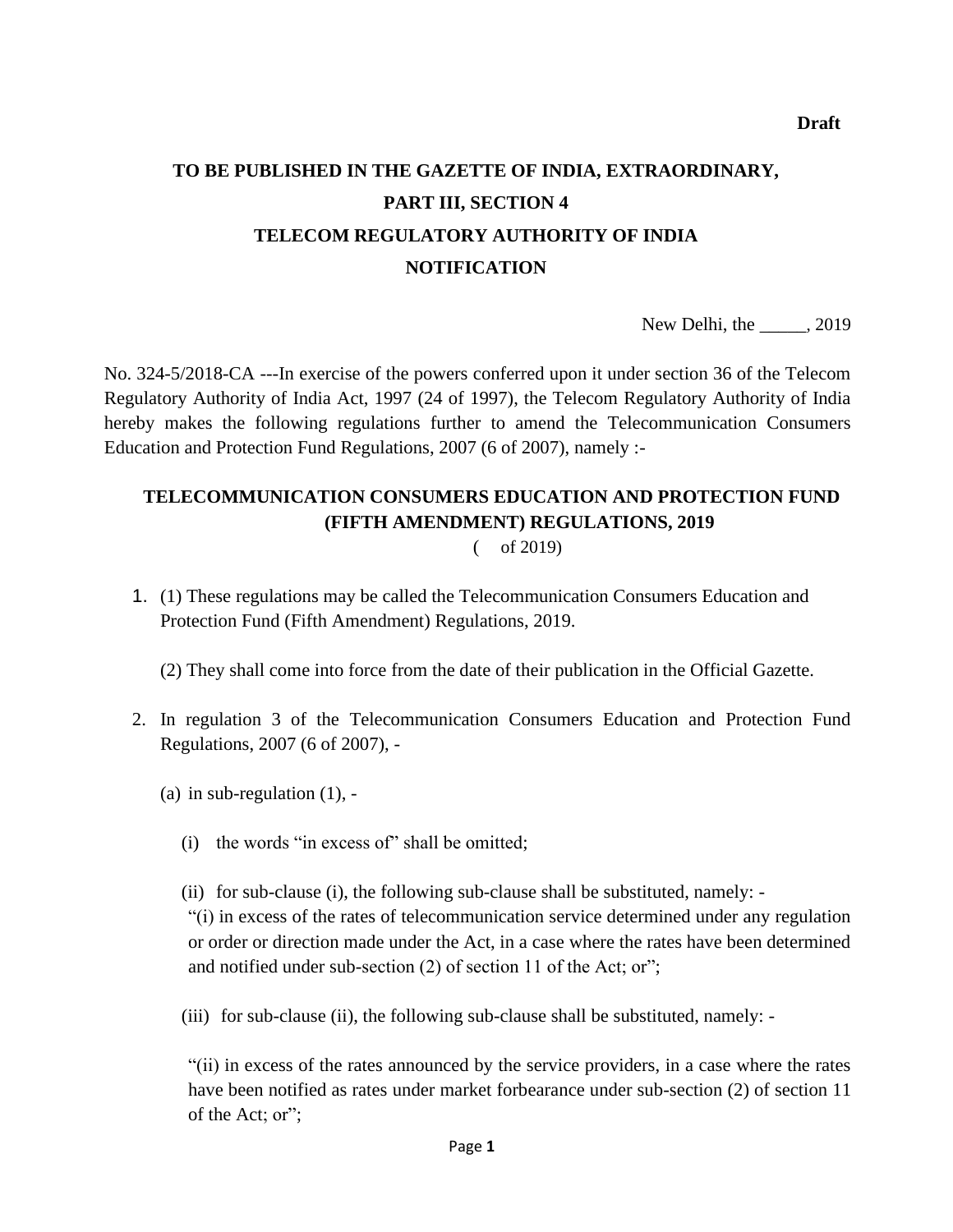**Draft**

**TO BE PUBLISHED IN THE GAZETTE OF INDIA, EXTRAORDINARY, PART III, SECTION 4**

**TELECOM REGULATORY AUTHORITY OF INDIA**

**NOTIFICATION**

New Delhi, the _____, 2019

No. 324-5/2018-CA ---In exercise of the powers conferred upon it under section 36 of the Telecom Regulatory Authority of India Act, 1997 (24 of 1997), the Telecom Regulatory Authority of India hereby makes the following regulations further to amend the Telecommunication Consumers Education and Protection Fund Regulations, 2007 (6 of 2007), namely :-

**TELECOMMUNICATION CONSUMERS EDUCATION AND PROTECTION FUND (FIFTH AMENDMENT) REGULATIONS, 2019**

( of 2019)

1. (1) These regulations may be called the Telecommunication Consumers Education and Protection Fund (Fifth Amendment) Regulations, 2019.

   (2) They shall come into force from the date of their publication in the Official Gazette.

2. In regulation 3 of the Telecommunication Consumers Education and Protection Fund Regulations, 2007 (6 of 2007), -

   (a) in sub-regulation (1), -

      (i) the words "in excess of" shall be omitted;

      (ii) for sub-clause (i), the following sub-clause shall be substituted, namely: -
      "(i) in excess of the rates of telecommunication service determined under any regulation or order or direction made under the Act, in a case where the rates have been determined and notified under sub-section (2) of section 11 of the Act; or";

      (iii) for sub-clause (ii), the following sub-clause shall be substituted, namely: -

      "(ii) in excess of the rates announced by the service providers, in a case where the rates have been notified as rates under market forbearance under sub-section (2) of section 11 of the Act; or";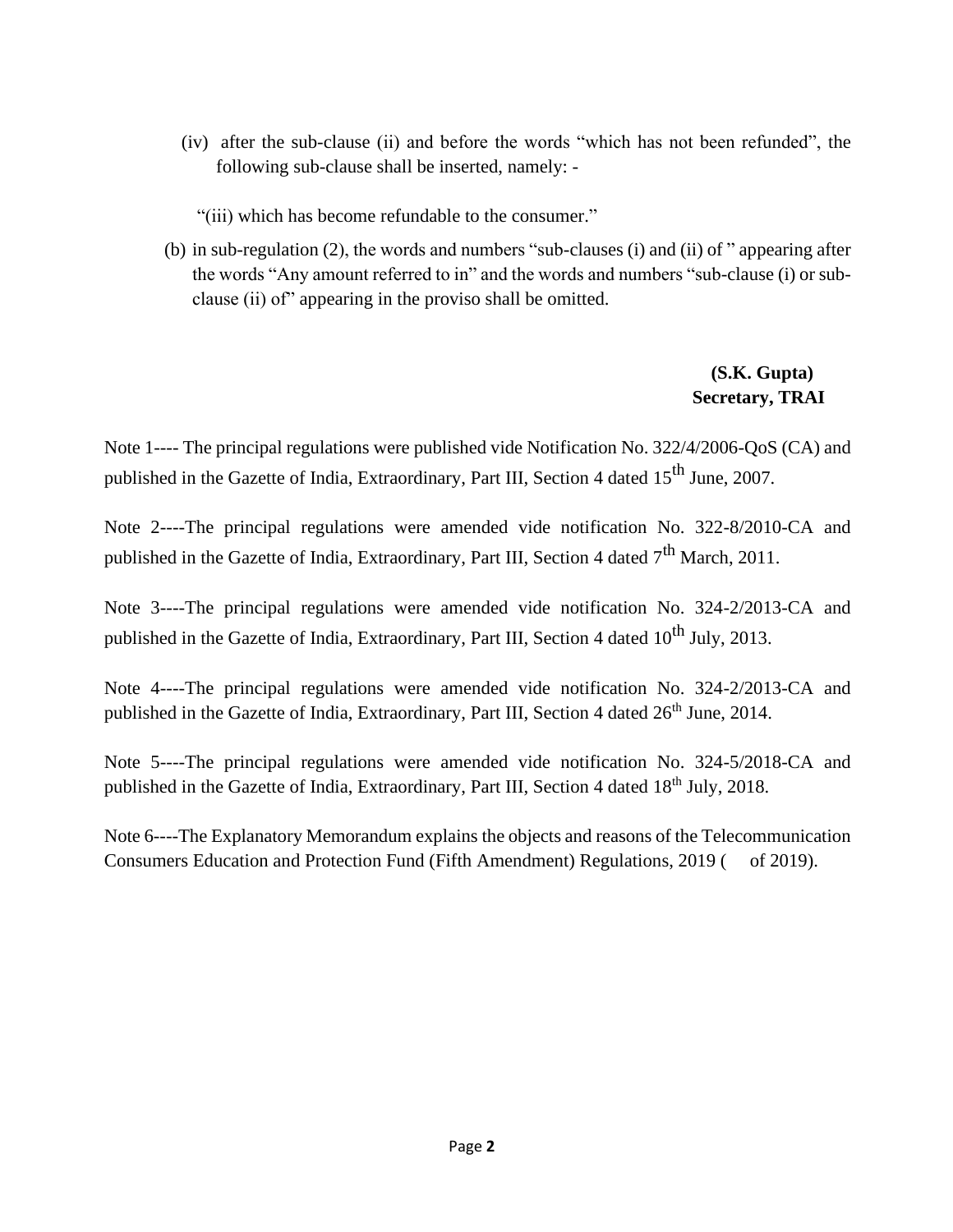(iv) after the sub-clause (ii) and before the words "which has not been refunded", the following sub-clause shall be inserted, namely: -

"(iii) which has become refundable to the consumer."

(b) in sub-regulation (2), the words and numbers "sub-clauses (i) and (ii) of " appearing after the words "Any amount referred to in" and the words and numbers "sub-clause (i) or sub-clause (ii) of" appearing in the proviso shall be omitted.

**(S.K. Gupta)**
**Secretary, TRAI**

Note 1---- The principal regulations were published vide Notification No. 322/4/2006-QoS (CA) and published in the Gazette of India, Extraordinary, Part III, Section 4 dated 15th June, 2007.

Note 2----The principal regulations were amended vide notification No. 322-8/2010-CA and published in the Gazette of India, Extraordinary, Part III, Section 4 dated 7th March, 2011.

Note 3----The principal regulations were amended vide notification No. 324-2/2013-CA and published in the Gazette of India, Extraordinary, Part III, Section 4 dated 10th July, 2013.

Note 4----The principal regulations were amended vide notification No. 324-2/2013-CA and published in the Gazette of India, Extraordinary, Part III, Section 4 dated 26th June, 2014.

Note 5----The principal regulations were amended vide notification No. 324-5/2018-CA and published in the Gazette of India, Extraordinary, Part III, Section 4 dated 18th July, 2018.

Note 6----The Explanatory Memorandum explains the objects and reasons of the Telecommunication Consumers Education and Protection Fund (Fifth Amendment) Regulations, 2019 (    of 2019).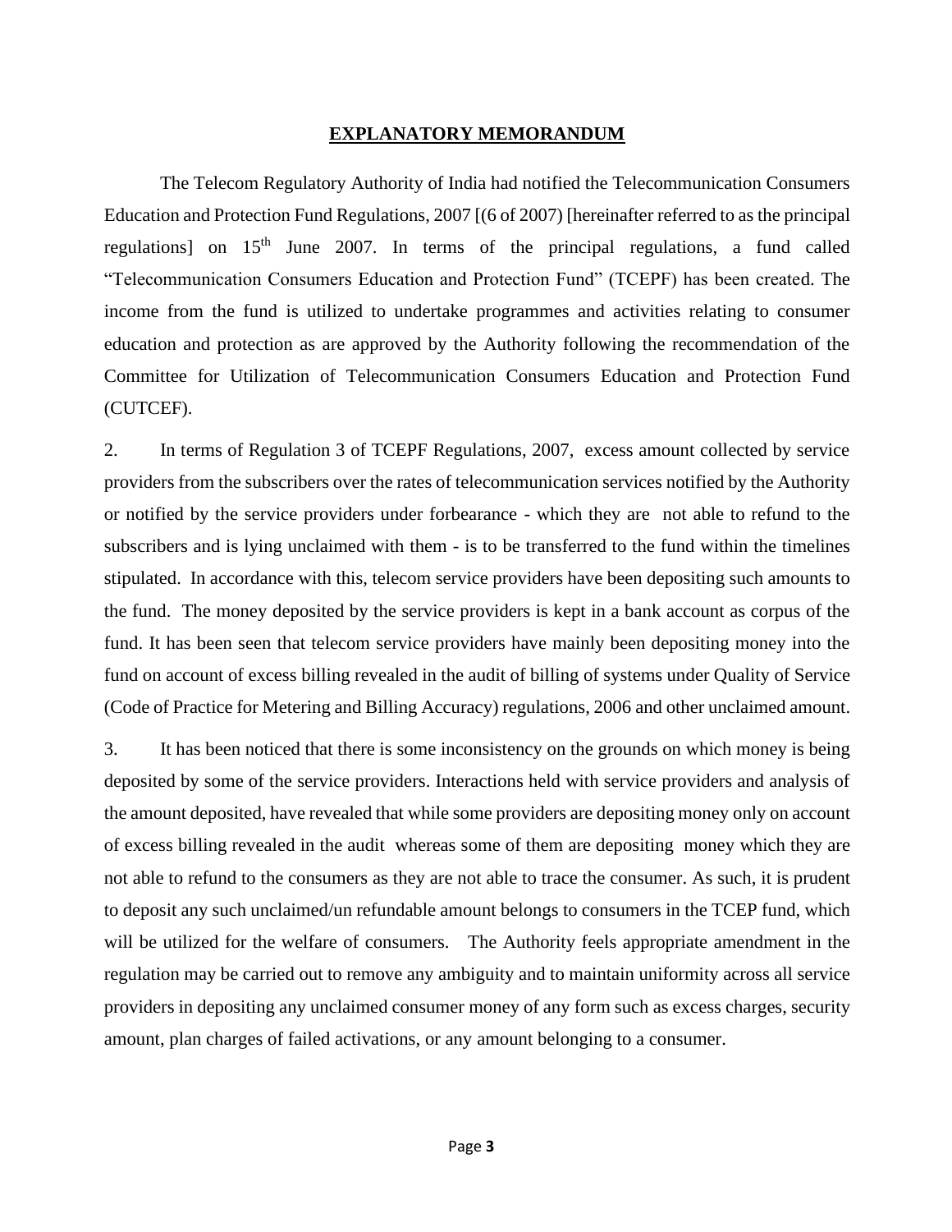# EXPLANATORY MEMORANDUM

The Telecom Regulatory Authority of India had notified the Telecommunication Consumers Education and Protection Fund Regulations, 2007 [(6 of 2007) [hereinafter referred to as the principal regulations] on 15th June 2007. In terms of the principal regulations, a fund called "Telecommunication Consumers Education and Protection Fund" (TCEPF) has been created. The income from the fund is utilized to undertake programmes and activities relating to consumer education and protection as are approved by the Authority following the recommendation of the Committee for Utilization of Telecommunication Consumers Education and Protection Fund (CUTCEF).

2. In terms of Regulation 3 of TCEPF Regulations, 2007, excess amount collected by service providers from the subscribers over the rates of telecommunication services notified by the Authority or notified by the service providers under forbearance - which they are not able to refund to the subscribers and is lying unclaimed with them - is to be transferred to the fund within the timelines stipulated. In accordance with this, telecom service providers have been depositing such amounts to the fund. The money deposited by the service providers is kept in a bank account as corpus of the fund. It has been seen that telecom service providers have mainly been depositing money into the fund on account of excess billing revealed in the audit of billing of systems under Quality of Service (Code of Practice for Metering and Billing Accuracy) regulations, 2006 and other unclaimed amount.

3. It has been noticed that there is some inconsistency on the grounds on which money is being deposited by some of the service providers. Interactions held with service providers and analysis of the amount deposited, have revealed that while some providers are depositing money only on account of excess billing revealed in the audit whereas some of them are depositing money which they are not able to refund to the consumers as they are not able to trace the consumer. As such, it is prudent to deposit any such unclaimed/un refundable amount belongs to consumers in the TCEP fund, which will be utilized for the welfare of consumers. The Authority feels appropriate amendment in the regulation may be carried out to remove any ambiguity and to maintain uniformity across all service providers in depositing any unclaimed consumer money of any form such as excess charges, security amount, plan charges of failed activations, or any amount belonging to a consumer.